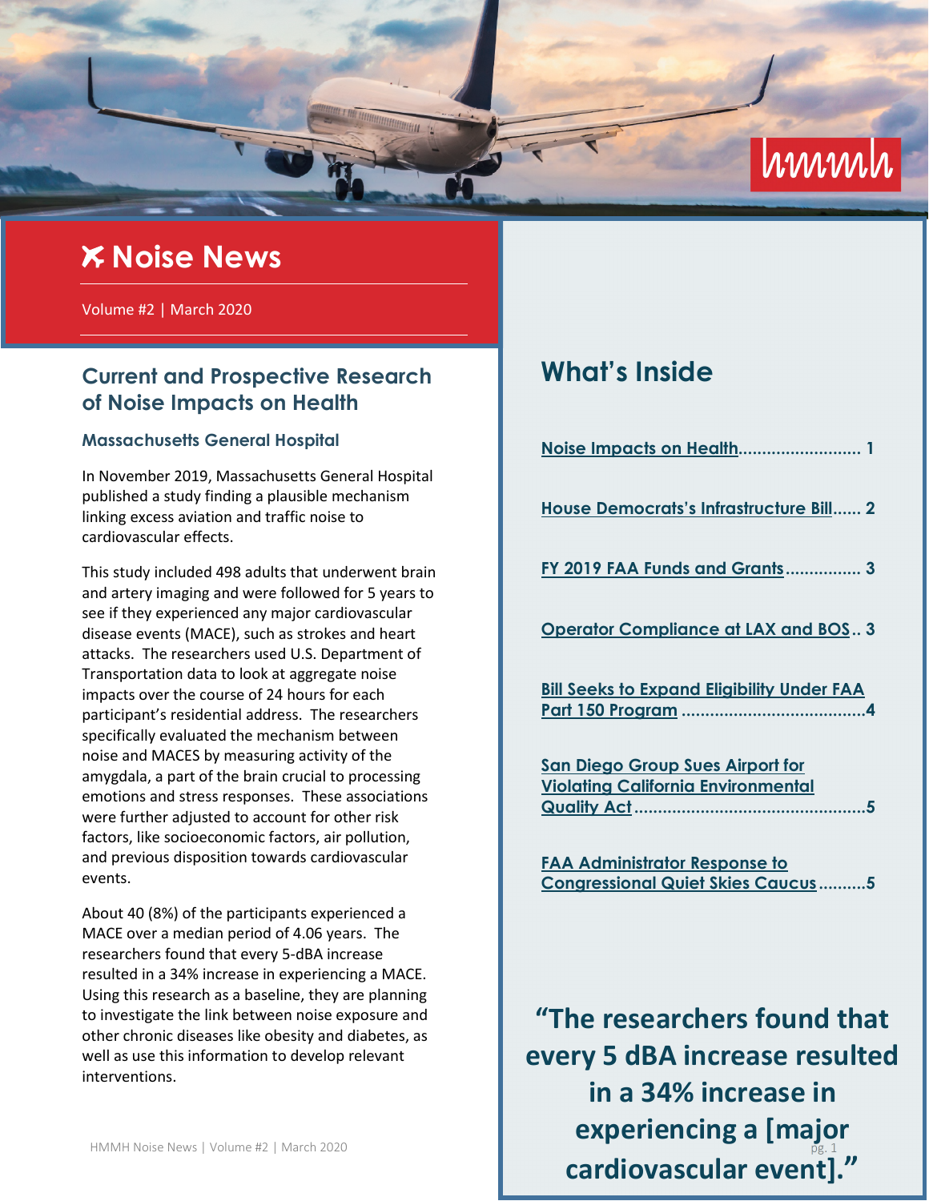# Noise News

Volume #2 | March 2020

## Current and Prospective Research of Noise Impacts on Health

### Massachusetts General Hospital

In November 2019, Massachusetts General Hospital published a study finding a plausible mechanism linking excess aviation and traffic noise to cardiovascular effects.

This study included 498 adults that underwent brain and artery imaging and were followed for 5 years to see if they experienced any major cardiovascular disease events (MACE), such as strokes and heart attacks. The researchers used U.S. Department of Transportation data to look at aggregate noise impacts over the course of 24 hours for each participant's residential address. The researchers specifically evaluated the mechanism between noise and MACES by measuring activity of the amygdala, a part of the brain crucial to processing emotions and stress responses. These associations were further adjusted to account for other risk factors, like socioeconomic factors, air pollution, and previous disposition towards cardiovascular events.

About 40 (8%) of the participants experienced a MACE over a median period of 4.06 years. The researchers found that every 5-dBA increase resulted in a 34% increase in experiencing a MACE. Using this research as a baseline, they are planning to investigate the link between noise exposure and other chronic diseases like obesity and diabetes, as well as use this information to develop relevant interventions.

## What's Inside

- Noise Impacts on Health .......................... 1
- House Democrats's Infrastructure Bill ...... 2
- FY 2019 FAA Funds and Grants ................ 3
- Operator Compliance at LAX and BOS .. 3
- Bill Seeks to Expand Eligibility Under FAA Part 150 Program .......................................4
- San Diego Group Sues Airport for Violating California Environmental Quality Act .................................................5
- FAA Administrator Response to Congressional Quiet Skies Caucus ..........5

**"The researchers found that every 5 dBA increase resulted in a 34% increase in experiencing a [major cardiovascular event]."**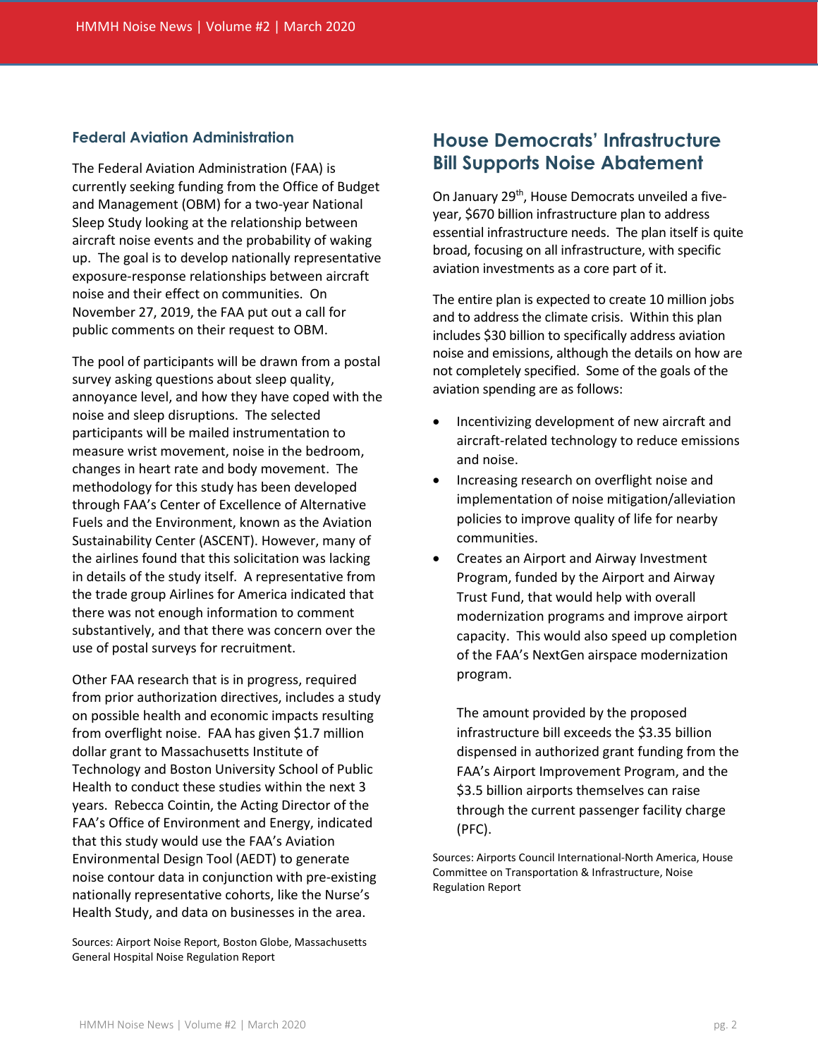### Federal Aviation Administration

The Federal Aviation Administration (FAA) is currently seeking funding from the Office of Budget and Management (OBM) for a two-year National Sleep Study looking at the relationship between aircraft noise events and the probability of waking up. The goal is to develop nationally representative exposure-response relationships between aircraft noise and their effect on communities. On November 27, 2019, the FAA put out a call for public comments on their request to OBM.

The pool of participants will be drawn from a postal survey asking questions about sleep quality, annoyance level, and how they have coped with the noise and sleep disruptions. The selected participants will be mailed instrumentation to measure wrist movement, noise in the bedroom, changes in heart rate and body movement. The methodology for this study has been developed through FAA's Center of Excellence of Alternative Fuels and the Environment, known as the Aviation Sustainability Center (ASCENT). However, many of the airlines found that this solicitation was lacking in details of the study itself. A representative from the trade group Airlines for America indicated that there was not enough information to comment substantively, and that there was concern over the use of postal surveys for recruitment.

Other FAA research that is in progress, required from prior authorization directives, includes a study on possible health and economic impacts resulting from overflight noise. FAA has given $1.7 million dollar grant to Massachusetts Institute of Technology and Boston University School of Public Health to conduct these studies within the next 3 years. Rebecca Cointin, the Acting Director of the FAA's Office of Environment and Energy, indicated that this study would use the FAA's Aviation Environmental Design Tool (AEDT) to generate noise contour data in conjunction with pre-existing nationally representative cohorts, like the Nurse's Health Study, and data on businesses in the area.

Sources: Airport Noise Report, Boston Globe, Massachusetts General Hospital Noise Regulation Report

## House Democrats' Infrastructure Bill Supports Noise Abatement

On January 29th, House Democrats unveiled a five-year, $670 billion infrastructure plan to address essential infrastructure needs. The plan itself is quite broad, focusing on all infrastructure, with specific aviation investments as a core part of it.

The entire plan is expected to create 10 million jobs and to address the climate crisis. Within this plan includes $30 billion to specifically address aviation noise and emissions, although the details on how are not completely specified. Some of the goals of the aviation spending are as follows:

- Incentivizing development of new aircraft and aircraft-related technology to reduce emissions and noise.
- Increasing research on overflight noise and implementation of noise mitigation/alleviation policies to improve quality of life for nearby communities.
- Creates an Airport and Airway Investment Program, funded by the Airport and Airway Trust Fund, that would help with overall modernization programs and improve airport capacity. This would also speed up completion of the FAA's NextGen airspace modernization program.

  The amount provided by the proposed infrastructure bill exceeds the $3.35 billion dispensed in authorized grant funding from the FAA's Airport Improvement Program, and the $3.5 billion airports themselves can raise through the current passenger facility charge (PFC).

Sources: Airports Council International-North America, House Committee on Transportation & Infrastructure, Noise Regulation Report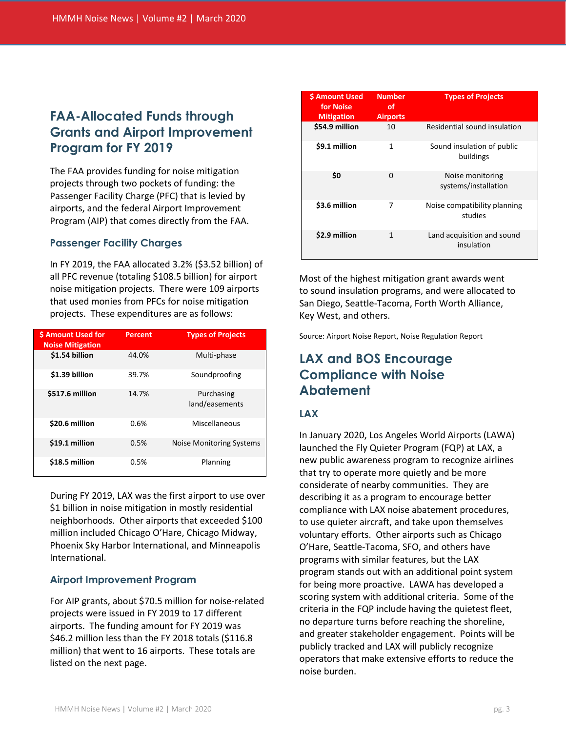## FAA-Allocated Funds through Grants and Airport Improvement Program for FY 2019

The FAA provides funding for noise mitigation projects through two pockets of funding: the Passenger Facility Charge (PFC) that is levied by airports, and the federal Airport Improvement Program (AIP) that comes directly from the FAA.

### Passenger Facility Charges

In FY 2019, the FAA allocated 3.2% ($3.52 billion) of all PFC revenue (totaling $108.5 billion) for airport noise mitigation projects. There were 109 airports that used monies from PFCs for noise mitigation projects. These expenditures are as follows:

| $ Amount Used for Noise Mitigation | Percent | Types of Projects |
| --- | --- | --- |
| **$1.54 billion** | 44.0% | Multi-phase |
| **$1.39 billion** | 39.7% | Soundproofing |
| **$517.6 million** | 14.7% | Purchasing land/easements |
| **$20.6 million** | 0.6% | Miscellaneous |
| **$19.1 million** | 0.5% | Noise Monitoring Systems |
| **$18.5 million** | 0.5% | Planning |

During FY 2019, LAX was the first airport to use over $1 billion in noise mitigation in mostly residential neighborhoods. Other airports that exceeded $100 million included Chicago O'Hare, Chicago Midway, Phoenix Sky Harbor International, and Minneapolis International.

### Airport Improvement Program

For AIP grants, about $70.5 million for noise-related projects were issued in FY 2019 to 17 different airports. The funding amount for FY 2019 was $46.2 million less than the FY 2018 totals ($116.8 million) that went to 16 airports. These totals are listed on the next page.

| $ Amount Used for Noise Mitigation | Number of Airports | Types of Projects |
| --- | --- | --- |
| **$54.9 million** | 10 | Residential sound insulation |
| **$9.1 million** | 1 | Sound insulation of public buildings |
| **$0** | 0 | Noise monitoring systems/installation |
| **$3.6 million** | 7 | Noise compatibility planning studies |
| **$2.9 million** | 1 | Land acquisition and sound insulation |

Most of the highest mitigation grant awards went to sound insulation programs, and were allocated to San Diego, Seattle-Tacoma, Forth Worth Alliance, Key West, and others.

Source: Airport Noise Report, Noise Regulation Report

## LAX and BOS Encourage Compliance with Noise Abatement

### LAX

In January 2020, Los Angeles World Airports (LAWA) launched the Fly Quieter Program (FQP) at LAX, a new public awareness program to recognize airlines that try to operate more quietly and be more considerate of nearby communities. They are describing it as a program to encourage better compliance with LAX noise abatement procedures, to use quieter aircraft, and take upon themselves voluntary efforts. Other airports such as Chicago O'Hare, Seattle-Tacoma, SFO, and others have programs with similar features, but the LAX program stands out with an additional point system for being more proactive. LAWA has developed a scoring system with additional criteria. Some of the criteria in the FQP include having the quietest fleet, no departure turns before reaching the shoreline, and greater stakeholder engagement. Points will be publicly tracked and LAX will publicly recognize operators that make extensive efforts to reduce the noise burden.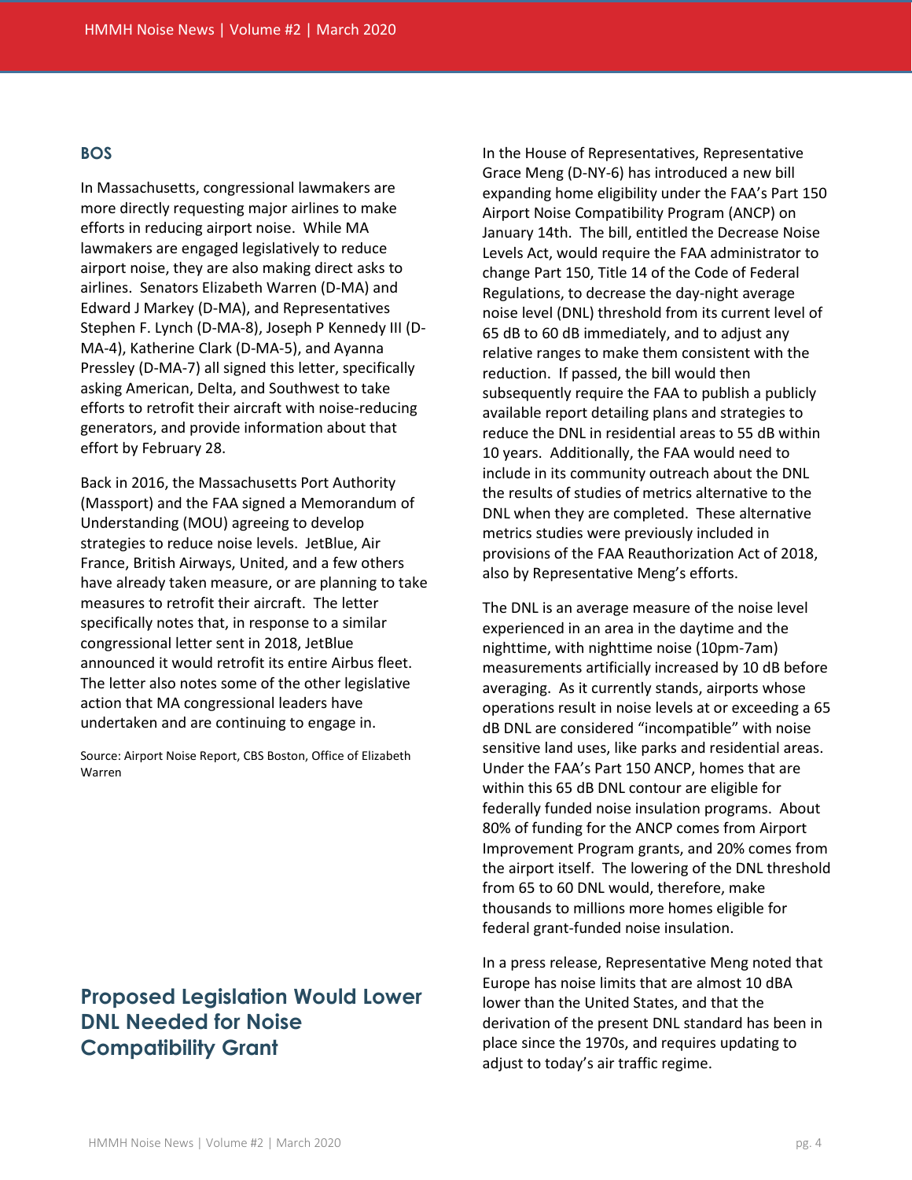## BOS

In Massachusetts, congressional lawmakers are more directly requesting major airlines to make efforts in reducing airport noise. While MA lawmakers are engaged legislatively to reduce airport noise, they are also making direct asks to airlines. Senators Elizabeth Warren (D-MA) and Edward J Markey (D-MA), and Representatives Stephen F. Lynch (D-MA-8), Joseph P Kennedy III (D-MA-4), Katherine Clark (D-MA-5), and Ayanna Pressley (D-MA-7) all signed this letter, specifically asking American, Delta, and Southwest to take efforts to retrofit their aircraft with noise-reducing generators, and provide information about that effort by February 28.

Back in 2016, the Massachusetts Port Authority (Massport) and the FAA signed a Memorandum of Understanding (MOU) agreeing to develop strategies to reduce noise levels. JetBlue, Air France, British Airways, United, and a few others have already taken measure, or are planning to take measures to retrofit their aircraft. The letter specifically notes that, in response to a similar congressional letter sent in 2018, JetBlue announced it would retrofit its entire Airbus fleet. The letter also notes some of the other legislative action that MA congressional leaders have undertaken and are continuing to engage in.

Source: Airport Noise Report, CBS Boston, Office of Elizabeth Warren

## Proposed Legislation Would Lower DNL Needed for Noise Compatibility Grant

In the House of Representatives, Representative Grace Meng (D-NY-6) has introduced a new bill expanding home eligibility under the FAA's Part 150 Airport Noise Compatibility Program (ANCP) on January 14th. The bill, entitled the Decrease Noise Levels Act, would require the FAA administrator to change Part 150, Title 14 of the Code of Federal Regulations, to decrease the day-night average noise level (DNL) threshold from its current level of 65 dB to 60 dB immediately, and to adjust any relative ranges to make them consistent with the reduction. If passed, the bill would then subsequently require the FAA to publish a publicly available report detailing plans and strategies to reduce the DNL in residential areas to 55 dB within 10 years. Additionally, the FAA would need to include in its community outreach about the DNL the results of studies of metrics alternative to the DNL when they are completed. These alternative metrics studies were previously included in provisions of the FAA Reauthorization Act of 2018, also by Representative Meng's efforts.

The DNL is an average measure of the noise level experienced in an area in the daytime and the nighttime, with nighttime noise (10pm-7am) measurements artificially increased by 10 dB before averaging. As it currently stands, airports whose operations result in noise levels at or exceeding a 65 dB DNL are considered "incompatible" with noise sensitive land uses, like parks and residential areas. Under the FAA's Part 150 ANCP, homes that are within this 65 dB DNL contour are eligible for federally funded noise insulation programs. About 80% of funding for the ANCP comes from Airport Improvement Program grants, and 20% comes from the airport itself. The lowering of the DNL threshold from 65 to 60 DNL would, therefore, make thousands to millions more homes eligible for federal grant-funded noise insulation.

In a press release, Representative Meng noted that Europe has noise limits that are almost 10 dBA lower than the United States, and that the derivation of the present DNL standard has been in place since the 1970s, and requires updating to adjust to today's air traffic regime.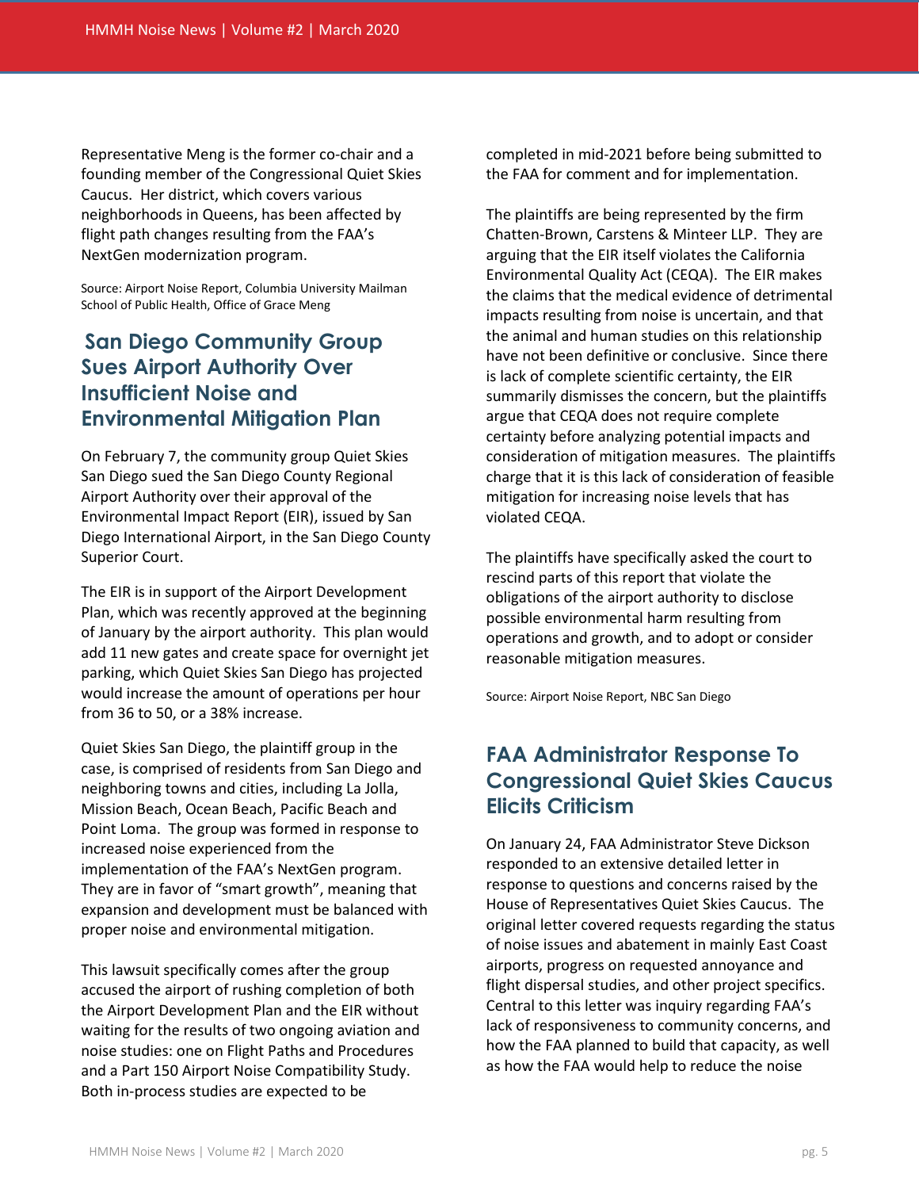Representative Meng is the former co-chair and a founding member of the Congressional Quiet Skies Caucus. Her district, which covers various neighborhoods in Queens, has been affected by flight path changes resulting from the FAA's NextGen modernization program.

Source: Airport Noise Report, Columbia University Mailman School of Public Health, Office of Grace Meng

## San Diego Community Group Sues Airport Authority Over Insufficient Noise and Environmental Mitigation Plan

On February 7, the community group Quiet Skies San Diego sued the San Diego County Regional Airport Authority over their approval of the Environmental Impact Report (EIR), issued by San Diego International Airport, in the San Diego County Superior Court.

The EIR is in support of the Airport Development Plan, which was recently approved at the beginning of January by the airport authority. This plan would add 11 new gates and create space for overnight jet parking, which Quiet Skies San Diego has projected would increase the amount of operations per hour from 36 to 50, or a 38% increase.

Quiet Skies San Diego, the plaintiff group in the case, is comprised of residents from San Diego and neighboring towns and cities, including La Jolla, Mission Beach, Ocean Beach, Pacific Beach and Point Loma. The group was formed in response to increased noise experienced from the implementation of the FAA's NextGen program. They are in favor of "smart growth", meaning that expansion and development must be balanced with proper noise and environmental mitigation.

This lawsuit specifically comes after the group accused the airport of rushing completion of both the Airport Development Plan and the EIR without waiting for the results of two ongoing aviation and noise studies: one on Flight Paths and Procedures and a Part 150 Airport Noise Compatibility Study. Both in-process studies are expected to be completed in mid-2021 before being submitted to the FAA for comment and for implementation.

The plaintiffs are being represented by the firm Chatten-Brown, Carstens & Minteer LLP. They are arguing that the EIR itself violates the California Environmental Quality Act (CEQA). The EIR makes the claims that the medical evidence of detrimental impacts resulting from noise is uncertain, and that the animal and human studies on this relationship have not been definitive or conclusive. Since there is lack of complete scientific certainty, the EIR summarily dismisses the concern, but the plaintiffs argue that CEQA does not require complete certainty before analyzing potential impacts and consideration of mitigation measures. The plaintiffs charge that it is this lack of consideration of feasible mitigation for increasing noise levels that has violated CEQA.

The plaintiffs have specifically asked the court to rescind parts of this report that violate the obligations of the airport authority to disclose possible environmental harm resulting from operations and growth, and to adopt or consider reasonable mitigation measures.

Source: Airport Noise Report, NBC San Diego

## FAA Administrator Response To Congressional Quiet Skies Caucus Elicits Criticism

On January 24, FAA Administrator Steve Dickson responded to an extensive detailed letter in response to questions and concerns raised by the House of Representatives Quiet Skies Caucus. The original letter covered requests regarding the status of noise issues and abatement in mainly East Coast airports, progress on requested annoyance and flight dispersal studies, and other project specifics. Central to this letter was inquiry regarding FAA's lack of responsiveness to community concerns, and how the FAA planned to build that capacity, as well as how the FAA would help to reduce the noise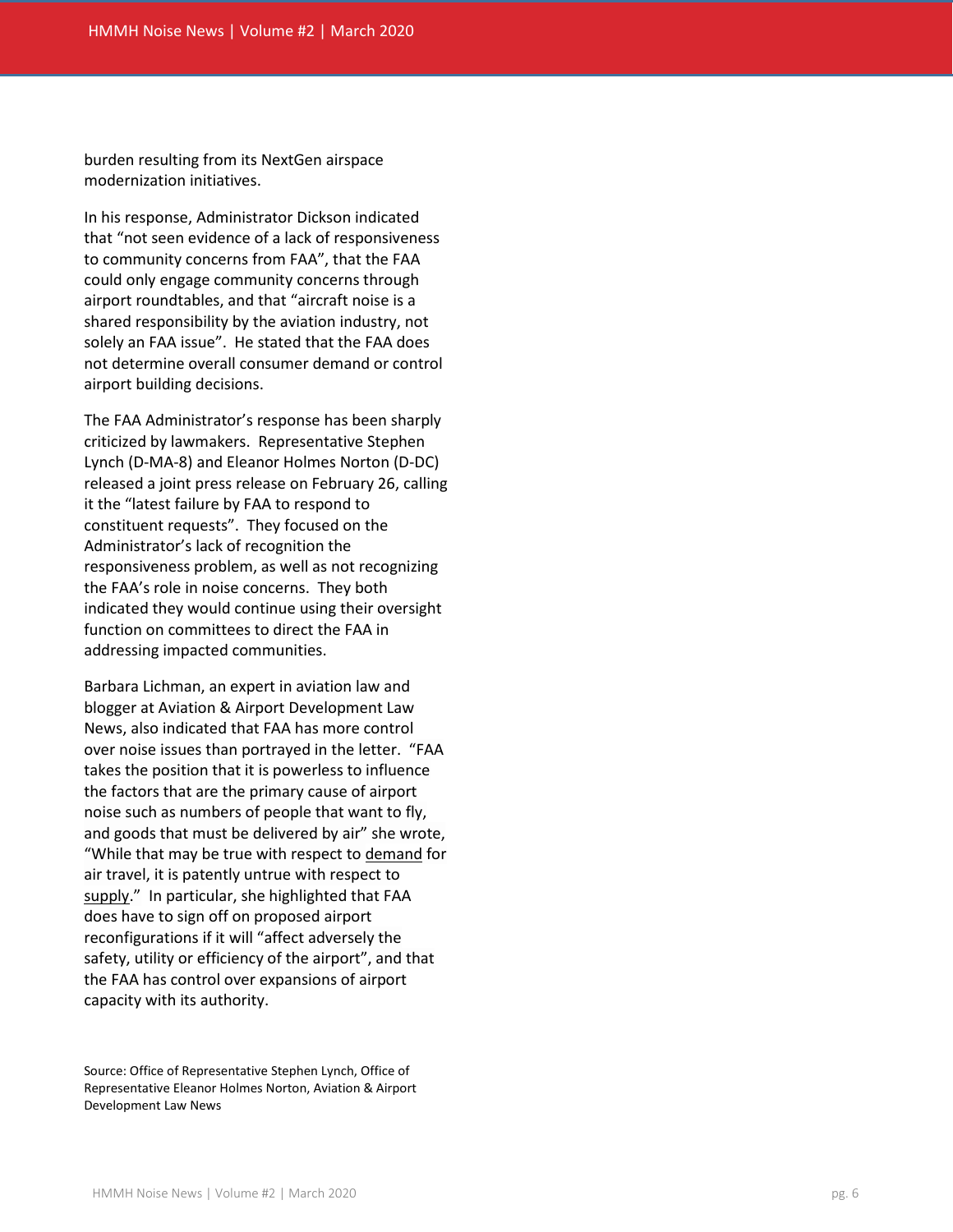burden resulting from its NextGen airspace modernization initiatives.

In his response, Administrator Dickson indicated that "not seen evidence of a lack of responsiveness to community concerns from FAA", that the FAA could only engage community concerns through airport roundtables, and that "aircraft noise is a shared responsibility by the aviation industry, not solely an FAA issue". He stated that the FAA does not determine overall consumer demand or control airport building decisions.

The FAA Administrator's response has been sharply criticized by lawmakers. Representative Stephen Lynch (D-MA-8) and Eleanor Holmes Norton (D-DC) released a joint press release on February 26, calling it the "latest failure by FAA to respond to constituent requests". They focused on the Administrator's lack of recognition the responsiveness problem, as well as not recognizing the FAA's role in noise concerns. They both indicated they would continue using their oversight function on committees to direct the FAA in addressing impacted communities.

Barbara Lichman, an expert in aviation law and blogger at Aviation & Airport Development Law News, also indicated that FAA has more control over noise issues than portrayed in the letter. "FAA takes the position that it is powerless to influence the factors that are the primary cause of airport noise such as numbers of people that want to fly, and goods that must be delivered by air" she wrote, "While that may be true with respect to <u>demand</u> for air travel, it is patently untrue with respect to <u>supply</u>." In particular, she highlighted that FAA does have to sign off on proposed airport reconfigurations if it will "affect adversely the safety, utility or efficiency of the airport", and that the FAA has control over expansions of airport capacity with its authority.

Source: Office of Representative Stephen Lynch, Office of Representative Eleanor Holmes Norton, Aviation & Airport Development Law News